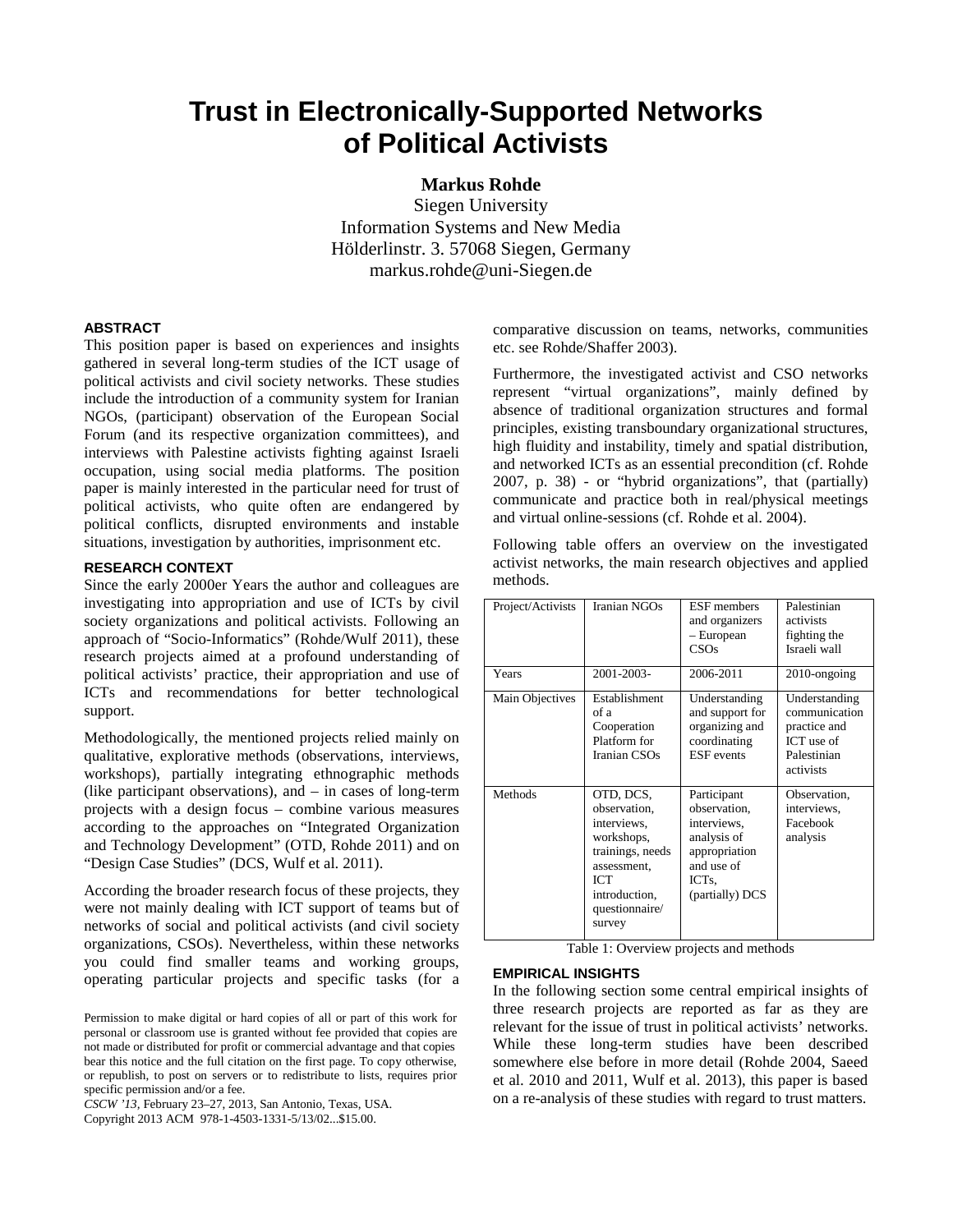# Trust in Electronically-Supported Networks of Political Activists

**Markus Rohde**
Siegen University
Information Systems and New Media
Hölderlinstr. 3. 57068 Siegen, Germany
markus.rohde@uni-Siegen.de

## ABSTRACT

This position paper is based on experiences and insights gathered in several long-term studies of the ICT usage of political activists and civil society networks. These studies include the introduction of a community system for Iranian NGOs, (participant) observation of the European Social Forum (and its respective organization committees), and interviews with Palestine activists fighting against Israeli occupation, using social media platforms. The position paper is mainly interested in the particular need for trust of political activists, who quite often are endangered by political conflicts, disrupted environments and instable situations, investigation by authorities, imprisonment etc.

## RESEARCH CONTEXT

Since the early 2000er Years the author and colleagues are investigating into appropriation and use of ICTs by civil society organizations and political activists. Following an approach of "Socio-Informatics" (Rohde/Wulf 2011), these research projects aimed at a profound understanding of political activists' practice, their appropriation and use of ICTs and recommendations for better technological support.

Methodologically, the mentioned projects relied mainly on qualitative, explorative methods (observations, interviews, workshops), partially integrating ethnographic methods (like participant observations), and – in cases of long-term projects with a design focus – combine various measures according to the approaches on "Integrated Organization and Technology Development" (OTD, Rohde 2011) and on "Design Case Studies" (DCS, Wulf et al. 2011).

According the broader research focus of these projects, they were not mainly dealing with ICT support of teams but of networks of social and political activists (and civil society organizations, CSOs). Nevertheless, within these networks you could find smaller teams and working groups, operating particular projects and specific tasks (for a comparative discussion on teams, networks, communities etc. see Rohde/Shaffer 2003).

Furthermore, the investigated activist and CSO networks represent "virtual organizations", mainly defined by absence of traditional organization structures and formal principles, existing transboundary organizational structures, high fluidity and instability, timely and spatial distribution, and networked ICTs as an essential precondition (cf. Rohde 2007, p. 38) - or "hybrid organizations", that (partially) communicate and practice both in real/physical meetings and virtual online-sessions (cf. Rohde et al. 2004).

Following table offers an overview on the investigated activist networks, the main research objectives and applied methods.

| Project/Activists | Iranian NGOs | ESF members and organizers – European CSOs | Palestinian activists fighting the Israeli wall |
|---|---|---|---|
| Years | 2001-2003- | 2006-2011 | 2010-ongoing |
| Main Objectives | Establishment of a Cooperation Platform for Iranian CSOs | Understanding and support for organizing and coordinating ESF events | Understanding communication practice and ICT use of Palestinian activists |
| Methods | OTD, DCS, observation, interviews, workshops, trainings, needs assessment, ICT introduction, questionnaire/ survey | Participant observation, interviews, analysis of appropriation and use of ICTs, (partially) DCS | Observation, interviews, Facebook analysis |

Table 1: Overview projects and methods

## EMPIRICAL INSIGHTS

In the following section some central empirical insights of three research projects are reported as far as they are relevant for the issue of trust in political activists' networks. While these long-term studies have been described somewhere else before in more detail (Rohde 2004, Saeed et al. 2010 and 2011, Wulf et al. 2013), this paper is based on a re-analysis of these studies with regard to trust matters.

Permission to make digital or hard copies of all or part of this work for personal or classroom use is granted without fee provided that copies are not made or distributed for profit or commercial advantage and that copies bear this notice and the full citation on the first page. To copy otherwise, or republish, to post on servers or to redistribute to lists, requires prior specific permission and/or a fee.

*CSCW '13*, February 23–27, 2013, San Antonio, Texas, USA.
Copyright 2013 ACM 978-1-4503-1331-5/13/02...$15.00.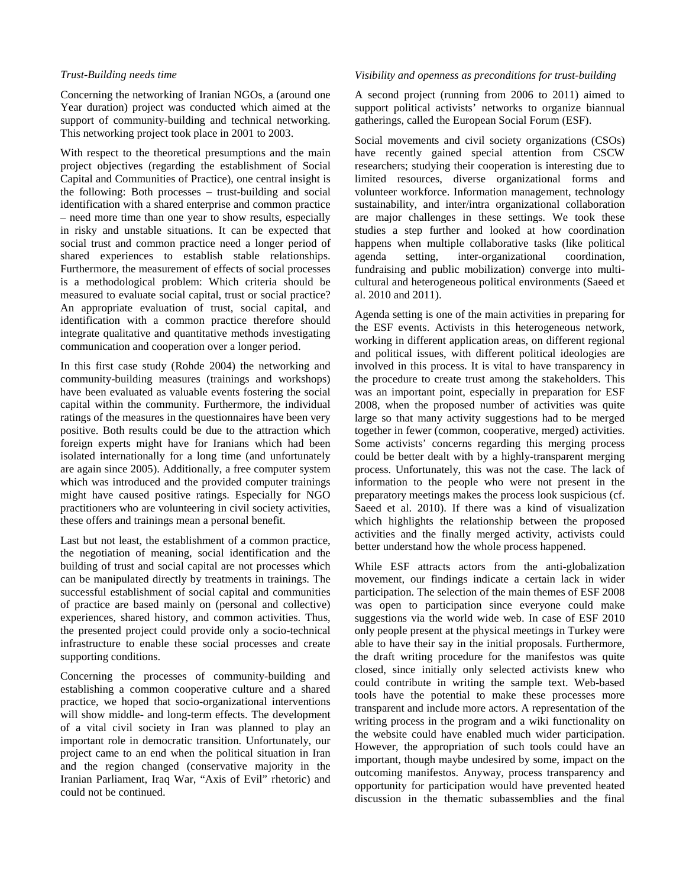*Trust-Building needs time*

Concerning the networking of Iranian NGOs, a (around one Year duration) project was conducted which aimed at the support of community-building and technical networking. This networking project took place in 2001 to 2003.

With respect to the theoretical presumptions and the main project objectives (regarding the establishment of Social Capital and Communities of Practice), one central insight is the following: Both processes – trust-building and social identification with a shared enterprise and common practice – need more time than one year to show results, especially in risky and unstable situations. It can be expected that social trust and common practice need a longer period of shared experiences to establish stable relationships. Furthermore, the measurement of effects of social processes is a methodological problem: Which criteria should be measured to evaluate social capital, trust or social practice? An appropriate evaluation of trust, social capital, and identification with a common practice therefore should integrate qualitative and quantitative methods investigating communication and cooperation over a longer period.

In this first case study (Rohde 2004) the networking and community-building measures (trainings and workshops) have been evaluated as valuable events fostering the social capital within the community. Furthermore, the individual ratings of the measures in the questionnaires have been very positive. Both results could be due to the attraction which foreign experts might have for Iranians which had been isolated internationally for a long time (and unfortunately are again since 2005). Additionally, a free computer system which was introduced and the provided computer trainings might have caused positive ratings. Especially for NGO practitioners who are volunteering in civil society activities, these offers and trainings mean a personal benefit.

Last but not least, the establishment of a common practice, the negotiation of meaning, social identification and the building of trust and social capital are not processes which can be manipulated directly by treatments in trainings. The successful establishment of social capital and communities of practice are based mainly on (personal and collective) experiences, shared history, and common activities. Thus, the presented project could provide only a socio-technical infrastructure to enable these social processes and create supporting conditions.

Concerning the processes of community-building and establishing a common cooperative culture and a shared practice, we hoped that socio-organizational interventions will show middle- and long-term effects. The development of a vital civil society in Iran was planned to play an important role in democratic transition. Unfortunately, our project came to an end when the political situation in Iran and the region changed (conservative majority in the Iranian Parliament, Iraq War, "Axis of Evil" rhetoric) and could not be continued.

*Visibility and openness as preconditions for trust-building*

A second project (running from 2006 to 2011) aimed to support political activists' networks to organize biannual gatherings, called the European Social Forum (ESF).

Social movements and civil society organizations (CSOs) have recently gained special attention from CSCW researchers; studying their cooperation is interesting due to limited resources, diverse organizational forms and volunteer workforce. Information management, technology sustainability, and inter/intra organizational collaboration are major challenges in these settings. We took these studies a step further and looked at how coordination happens when multiple collaborative tasks (like political agenda setting, inter-organizational coordination, fundraising and public mobilization) converge into multi-cultural and heterogeneous political environments (Saeed et al. 2010 and 2011).

Agenda setting is one of the main activities in preparing for the ESF events. Activists in this heterogeneous network, working in different application areas, on different regional and political issues, with different political ideologies are involved in this process. It is vital to have transparency in the procedure to create trust among the stakeholders. This was an important point, especially in preparation for ESF 2008, when the proposed number of activities was quite large so that many activity suggestions had to be merged together in fewer (common, cooperative, merged) activities. Some activists' concerns regarding this merging process could be better dealt with by a highly-transparent merging process. Unfortunately, this was not the case. The lack of information to the people who were not present in the preparatory meetings makes the process look suspicious (cf. Saeed et al. 2010). If there was a kind of visualization which highlights the relationship between the proposed activities and the finally merged activity, activists could better understand how the whole process happened.

While ESF attracts actors from the anti-globalization movement, our findings indicate a certain lack in wider participation. The selection of the main themes of ESF 2008 was open to participation since everyone could make suggestions via the world wide web. In case of ESF 2010 only people present at the physical meetings in Turkey were able to have their say in the initial proposals. Furthermore, the draft writing procedure for the manifestos was quite closed, since initially only selected activists knew who could contribute in writing the sample text. Web-based tools have the potential to make these processes more transparent and include more actors. A representation of the writing process in the program and a wiki functionality on the website could have enabled much wider participation. However, the appropriation of such tools could have an important, though maybe undesired by some, impact on the outcoming manifestos. Anyway, process transparency and opportunity for participation would have prevented heated discussion in the thematic subassemblies and the final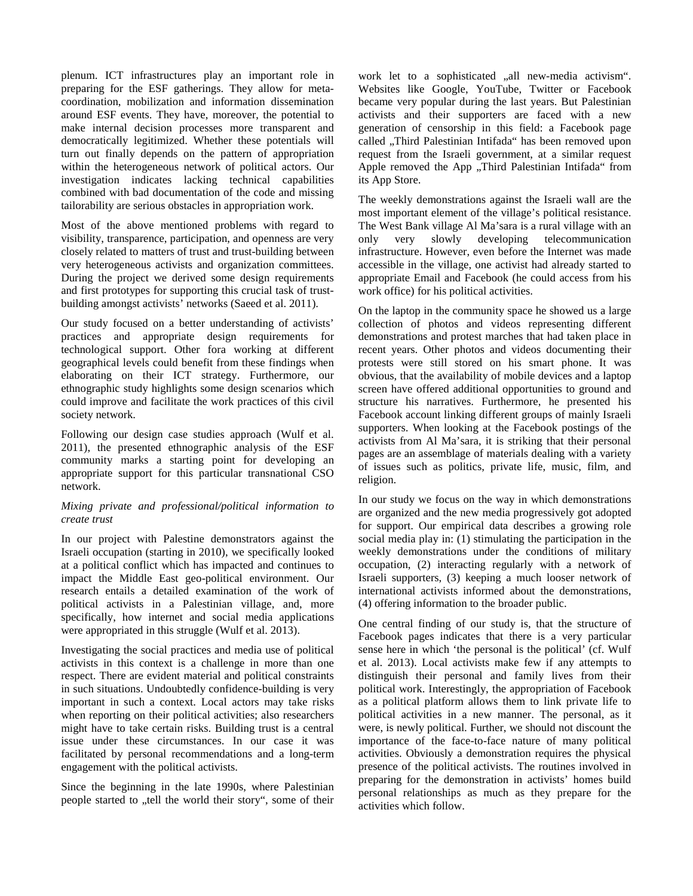plenum. ICT infrastructures play an important role in preparing for the ESF gatherings. They allow for meta-coordination, mobilization and information dissemination around ESF events. They have, moreover, the potential to make internal decision processes more transparent and democratically legitimized. Whether these potentials will turn out finally depends on the pattern of appropriation within the heterogeneous network of political actors. Our investigation indicates lacking technical capabilities combined with bad documentation of the code and missing tailorability are serious obstacles in appropriation work.

Most of the above mentioned problems with regard to visibility, transparence, participation, and openness are very closely related to matters of trust and trust-building between very heterogeneous activists and organization committees. During the project we derived some design requirements and first prototypes for supporting this crucial task of trust-building amongst activists' networks (Saeed et al. 2011).

Our study focused on a better understanding of activists' practices and appropriate design requirements for technological support. Other fora working at different geographical levels could benefit from these findings when elaborating on their ICT strategy. Furthermore, our ethnographic study highlights some design scenarios which could improve and facilitate the work practices of this civil society network.

Following our design case studies approach (Wulf et al. 2011), the presented ethnographic analysis of the ESF community marks a starting point for developing an appropriate support for this particular transnational CSO network.

*Mixing private and professional/political information to create trust*

In our project with Palestine demonstrators against the Israeli occupation (starting in 2010), we specifically looked at a political conflict which has impacted and continues to impact the Middle East geo-political environment. Our research entails a detailed examination of the work of political activists in a Palestinian village, and, more specifically, how internet and social media applications were appropriated in this struggle (Wulf et al. 2013).

Investigating the social practices and media use of political activists in this context is a challenge in more than one respect. There are evident material and political constraints in such situations. Undoubtedly confidence-building is very important in such a context. Local actors may take risks when reporting on their political activities; also researchers might have to take certain risks. Building trust is a central issue under these circumstances. In our case it was facilitated by personal recommendations and a long-term engagement with the political activists.

Since the beginning in the late 1990s, where Palestinian people started to „tell the world their story", some of their work let to a sophisticated „all new-media activism". Websites like Google, YouTube, Twitter or Facebook became very popular during the last years. But Palestinian activists and their supporters are faced with a new generation of censorship in this field: a Facebook page called „Third Palestinian Intifada" has been removed upon request from the Israeli government, at a similar request Apple removed the App „Third Palestinian Intifada" from its App Store.

The weekly demonstrations against the Israeli wall are the most important element of the village's political resistance. The West Bank village Al Ma'sara is a rural village with an only very slowly developing telecommunication infrastructure. However, even before the Internet was made accessible in the village, one activist had already started to appropriate Email and Facebook (he could access from his work office) for his political activities.

On the laptop in the community space he showed us a large collection of photos and videos representing different demonstrations and protest marches that had taken place in recent years. Other photos and videos documenting their protests were still stored on his smart phone. It was obvious, that the availability of mobile devices and a laptop screen have offered additional opportunities to ground and structure his narratives. Furthermore, he presented his Facebook account linking different groups of mainly Israeli supporters. When looking at the Facebook postings of the activists from Al Ma'sara, it is striking that their personal pages are an assemblage of materials dealing with a variety of issues such as politics, private life, music, film, and religion.

In our study we focus on the way in which demonstrations are organized and the new media progressively got adopted for support. Our empirical data describes a growing role social media play in: (1) stimulating the participation in the weekly demonstrations under the conditions of military occupation, (2) interacting regularly with a network of Israeli supporters, (3) keeping a much looser network of international activists informed about the demonstrations, (4) offering information to the broader public.

One central finding of our study is, that the structure of Facebook pages indicates that there is a very particular sense here in which 'the personal is the political' (cf. Wulf et al. 2013). Local activists make few if any attempts to distinguish their personal and family lives from their political work. Interestingly, the appropriation of Facebook as a political platform allows them to link private life to political activities in a new manner. The personal, as it were, is newly political. Further, we should not discount the importance of the face-to-face nature of many political activities. Obviously a demonstration requires the physical presence of the political activists. The routines involved in preparing for the demonstration in activists' homes build personal relationships as much as they prepare for the activities which follow.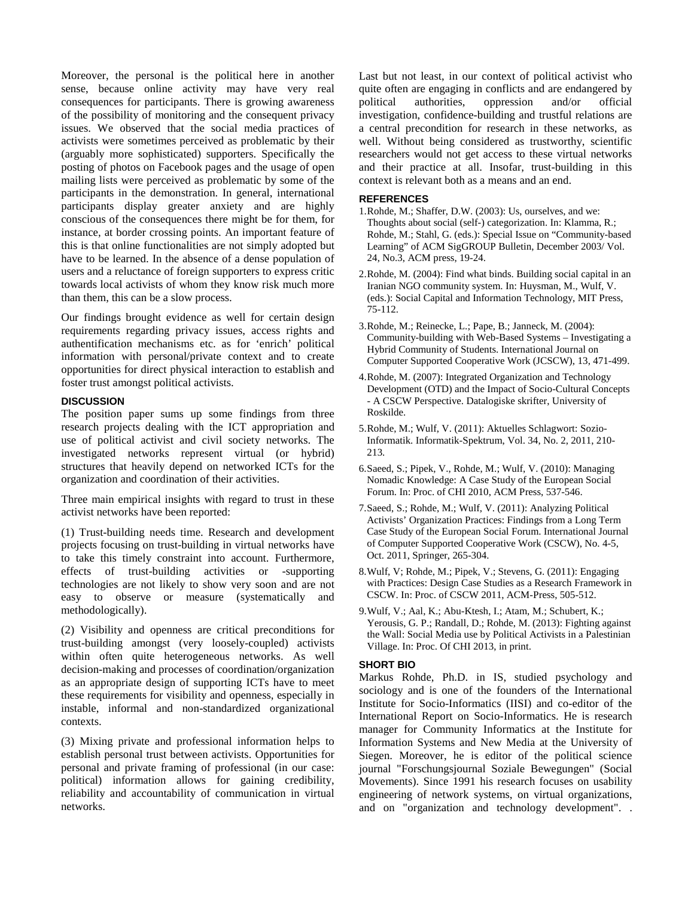Moreover, the personal is the political here in another sense, because online activity may have very real consequences for participants. There is growing awareness of the possibility of monitoring and the consequent privacy issues. We observed that the social media practices of activists were sometimes perceived as problematic by their (arguably more sophisticated) supporters. Specifically the posting of photos on Facebook pages and the usage of open mailing lists were perceived as problematic by some of the participants in the demonstration. In general, international participants display greater anxiety and are highly conscious of the consequences there might be for them, for instance, at border crossing points. An important feature of this is that online functionalities are not simply adopted but have to be learned. In the absence of a dense population of users and a reluctance of foreign supporters to express critic towards local activists of whom they know risk much more than them, this can be a slow process.

Our findings brought evidence as well for certain design requirements regarding privacy issues, access rights and authentification mechanisms etc. as for 'enrich' political information with personal/private context and to create opportunities for direct physical interaction to establish and foster trust amongst political activists.

## DISCUSSION

The position paper sums up some findings from three research projects dealing with the ICT appropriation and use of political activist and civil society networks. The investigated networks represent virtual (or hybrid) structures that heavily depend on networked ICTs for the organization and coordination of their activities.

Three main empirical insights with regard to trust in these activist networks have been reported:

(1) Trust-building needs time. Research and development projects focusing on trust-building in virtual networks have to take this timely constraint into account. Furthermore, effects of trust-building activities or -supporting technologies are not likely to show very soon and are not easy to observe or measure (systematically and methodologically).

(2) Visibility and openness are critical preconditions for trust-building amongst (very loosely-coupled) activists within often quite heterogeneous networks. As well decision-making and processes of coordination/organization as an appropriate design of supporting ICTs have to meet these requirements for visibility and openness, especially in instable, informal and non-standardized organizational contexts.

(3) Mixing private and professional information helps to establish personal trust between activists. Opportunities for personal and private framing of professional (in our case: political) information allows for gaining credibility, reliability and accountability of communication in virtual networks.

Last but not least, in our context of political activist who quite often are engaging in conflicts and are endangered by political authorities, oppression and/or official investigation, confidence-building and trustful relations are a central precondition for research in these networks, as well. Without being considered as trustworthy, scientific researchers would not get access to these virtual networks and their practice at all. Insofar, trust-building in this context is relevant both as a means and an end.

## REFERENCES

1. Rohde, M.; Shaffer, D.W. (2003): Us, ourselves, and we: Thoughts about social (self-) categorization. In: Klamma, R.; Rohde, M.; Stahl, G. (eds.): Special Issue on "Community-based Learning" of ACM SigGROUP Bulletin, December 2003/ Vol. 24, No.3, ACM press, 19-24.
2. Rohde, M. (2004): Find what binds. Building social capital in an Iranian NGO community system. In: Huysman, M., Wulf, V. (eds.): Social Capital and Information Technology, MIT Press, 75-112.
3. Rohde, M.; Reinecke, L.; Pape, B.; Janneck, M. (2004): Community-building with Web-Based Systems – Investigating a Hybrid Community of Students. International Journal on Computer Supported Cooperative Work (JCSCW), 13, 471-499.
4. Rohde, M. (2007): Integrated Organization and Technology Development (OTD) and the Impact of Socio-Cultural Concepts - A CSCW Perspective. Datalogiske skrifter, University of Roskilde.
5. Rohde, M.; Wulf, V. (2011): Aktuelles Schlagwort: Sozio-Informatik. Informatik-Spektrum, Vol. 34, No. 2, 2011, 210-213.
6. Saeed, S.; Pipek, V., Rohde, M.; Wulf, V. (2010): Managing Nomadic Knowledge: A Case Study of the European Social Forum. In: Proc. of CHI 2010, ACM Press, 537-546.
7. Saeed, S.; Rohde, M.; Wulf, V. (2011): Analyzing Political Activists' Organization Practices: Findings from a Long Term Case Study of the European Social Forum. International Journal of Computer Supported Cooperative Work (CSCW), No. 4-5, Oct. 2011, Springer, 265-304.
8. Wulf, V; Rohde, M.; Pipek, V.; Stevens, G. (2011): Engaging with Practices: Design Case Studies as a Research Framework in CSCW. In: Proc. of CSCW 2011, ACM-Press, 505-512.
9. Wulf, V.; Aal, K.; Abu-Ktesh, I.; Atam, M.; Schubert, K.; Yerousis, G. P.; Randall, D.; Rohde, M. (2013): Fighting against the Wall: Social Media use by Political Activists in a Palestinian Village. In: Proc. Of CHI 2013, in print.

## SHORT BIO

Markus Rohde, Ph.D. in IS, studied psychology and sociology and is one of the founders of the International Institute for Socio-Informatics (IISI) and co-editor of the International Report on Socio-Informatics. He is research manager for Community Informatics at the Institute for Information Systems and New Media at the University of Siegen. Moreover, he is editor of the political science journal "Forschungsjournal Soziale Bewegungen" (Social Movements). Since 1991 his research focuses on usability engineering of network systems, on virtual organizations, and on "organization and technology development". .